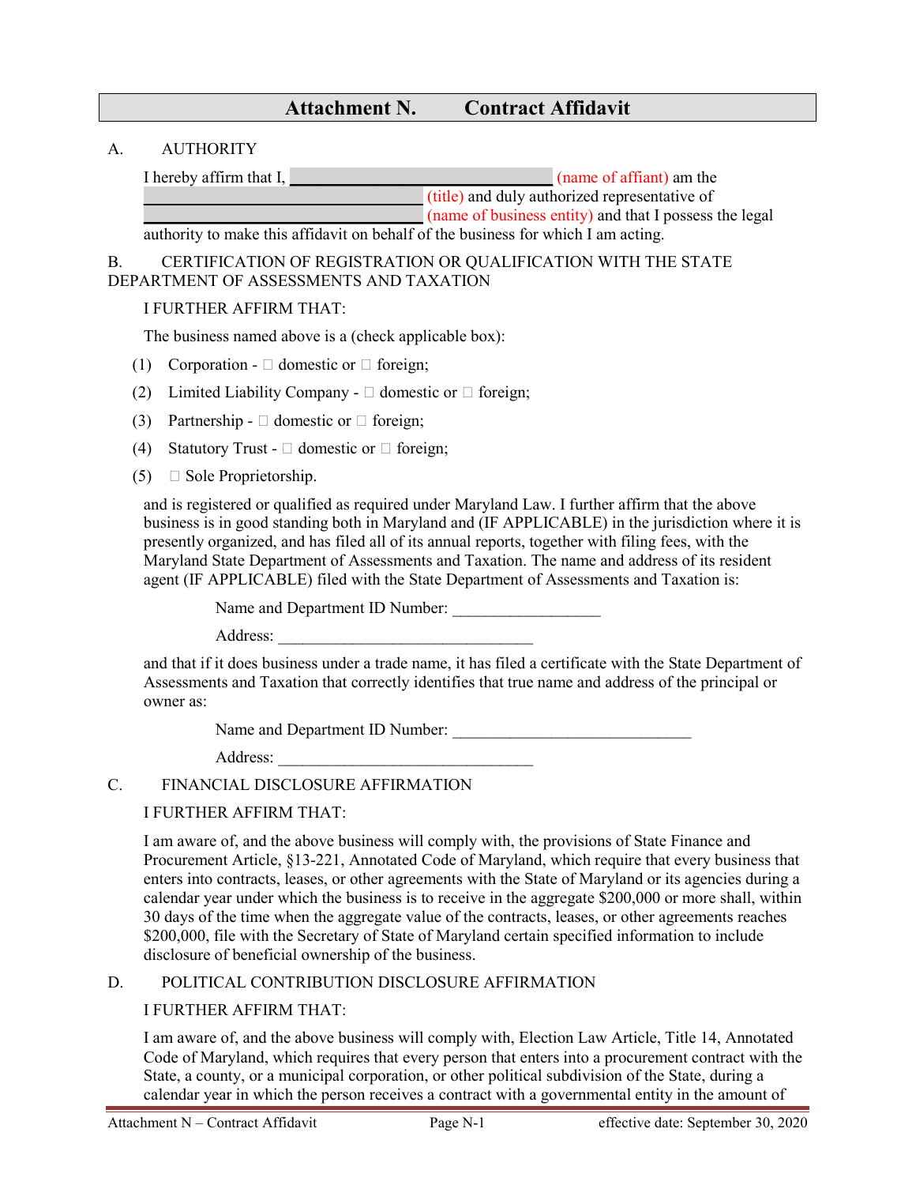# Attachment N. Contract Affidavit

A. AUTHORITY

I hereby affirm that I, ________________________________ (name of affiant) am the ________________________________ (title) and duly authorized representative of ________________________________ (name of business entity) and that I possess the legal authority to make this affidavit on behalf of the business for which I am acting.

B. CERTIFICATION OF REGISTRATION OR QUALIFICATION WITH THE STATE DEPARTMENT OF ASSESSMENTS AND TAXATION

I FURTHER AFFIRM THAT:

The business named above is a (check applicable box):

(1) Corporation - ☐ domestic or ☐ foreign;

(2) Limited Liability Company - ☐ domestic or ☐ foreign;

(3) Partnership - ☐ domestic or ☐ foreign;

(4) Statutory Trust - ☐ domestic or ☐ foreign;

(5) ☐ Sole Proprietorship.

and is registered or qualified as required under Maryland Law. I further affirm that the above business is in good standing both in Maryland and (IF APPLICABLE) in the jurisdiction where it is presently organized, and has filed all of its annual reports, together with filing fees, with the Maryland State Department of Assessments and Taxation. The name and address of its resident agent (IF APPLICABLE) filed with the State Department of Assessments and Taxation is:

Name and Department ID Number: __________________

Address: ________________________________

and that if it does business under a trade name, it has filed a certificate with the State Department of Assessments and Taxation that correctly identifies that true name and address of the principal or owner as:

Name and Department ID Number: ______________________________

Address: ________________________________

C. FINANCIAL DISCLOSURE AFFIRMATION

I FURTHER AFFIRM THAT:

I am aware of, and the above business will comply with, the provisions of State Finance and Procurement Article, §13-221, Annotated Code of Maryland, which require that every business that enters into contracts, leases, or other agreements with the State of Maryland or its agencies during a calendar year under which the business is to receive in the aggregate $200,000 or more shall, within 30 days of the time when the aggregate value of the contracts, leases, or other agreements reaches $200,000, file with the Secretary of State of Maryland certain specified information to include disclosure of beneficial ownership of the business.

D. POLITICAL CONTRIBUTION DISCLOSURE AFFIRMATION

I FURTHER AFFIRM THAT:

I am aware of, and the above business will comply with, Election Law Article, Title 14, Annotated Code of Maryland, which requires that every person that enters into a procurement contract with the State, a county, or a municipal corporation, or other political subdivision of the State, during a calendar year in which the person receives a contract with a governmental entity in the amount of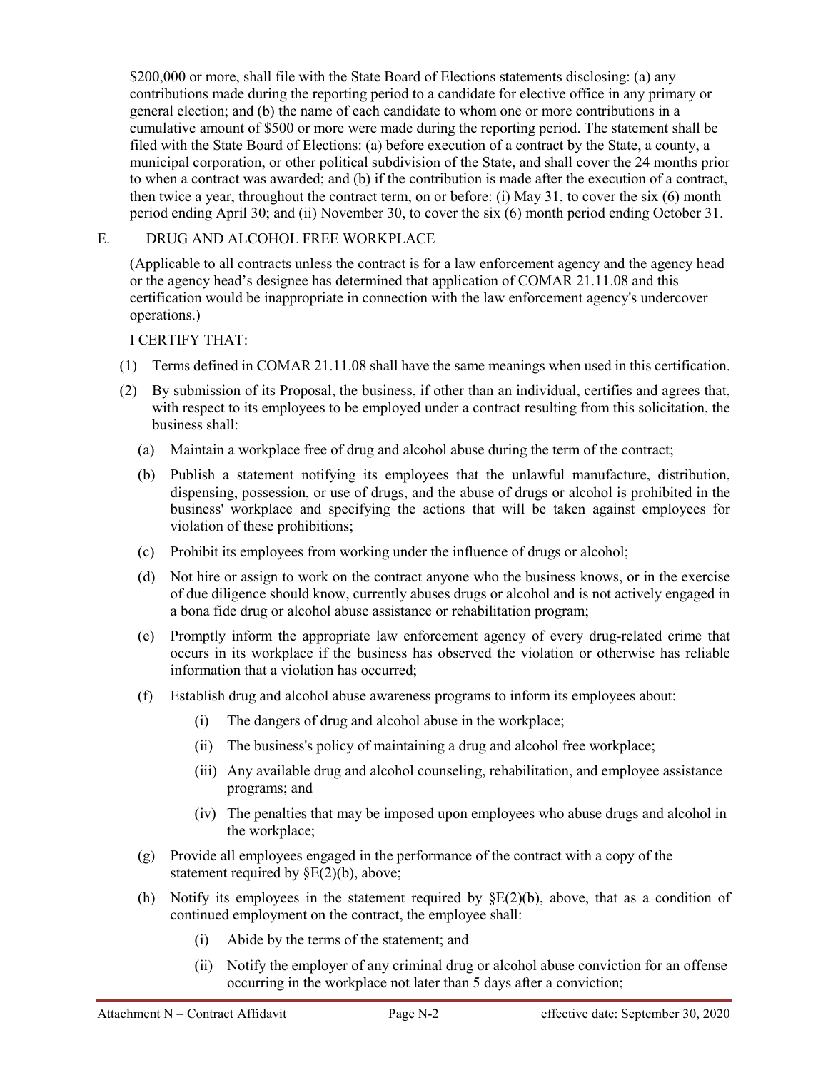$200,000 or more, shall file with the State Board of Elections statements disclosing: (a) any contributions made during the reporting period to a candidate for elective office in any primary or general election; and (b) the name of each candidate to whom one or more contributions in a cumulative amount of $500 or more were made during the reporting period. The statement shall be filed with the State Board of Elections: (a) before execution of a contract by the State, a county, a municipal corporation, or other political subdivision of the State, and shall cover the 24 months prior to when a contract was awarded; and (b) if the contribution is made after the execution of a contract, then twice a year, throughout the contract term, on or before: (i) May 31, to cover the six (6) month period ending April 30; and (ii) November 30, to cover the six (6) month period ending October 31.

E. DRUG AND ALCOHOL FREE WORKPLACE

(Applicable to all contracts unless the contract is for a law enforcement agency and the agency head or the agency head's designee has determined that application of COMAR 21.11.08 and this certification would be inappropriate in connection with the law enforcement agency's undercover operations.)

I CERTIFY THAT:

(1) Terms defined in COMAR 21.11.08 shall have the same meanings when used in this certification.

(2) By submission of its Proposal, the business, if other than an individual, certifies and agrees that, with respect to its employees to be employed under a contract resulting from this solicitation, the business shall:

  (a) Maintain a workplace free of drug and alcohol abuse during the term of the contract;

  (b) Publish a statement notifying its employees that the unlawful manufacture, distribution, dispensing, possession, or use of drugs, and the abuse of drugs or alcohol is prohibited in the business' workplace and specifying the actions that will be taken against employees for violation of these prohibitions;

  (c) Prohibit its employees from working under the influence of drugs or alcohol;

  (d) Not hire or assign to work on the contract anyone who the business knows, or in the exercise of due diligence should know, currently abuses drugs or alcohol and is not actively engaged in a bona fide drug or alcohol abuse assistance or rehabilitation program;

  (e) Promptly inform the appropriate law enforcement agency of every drug-related crime that occurs in its workplace if the business has observed the violation or otherwise has reliable information that a violation has occurred;

  (f) Establish drug and alcohol abuse awareness programs to inform its employees about:

    (i) The dangers of drug and alcohol abuse in the workplace;

    (ii) The business's policy of maintaining a drug and alcohol free workplace;

    (iii) Any available drug and alcohol counseling, rehabilitation, and employee assistance programs; and

    (iv) The penalties that may be imposed upon employees who abuse drugs and alcohol in the workplace;

  (g) Provide all employees engaged in the performance of the contract with a copy of the statement required by §E(2)(b), above;

  (h) Notify its employees in the statement required by §E(2)(b), above, that as a condition of continued employment on the contract, the employee shall:

    (i) Abide by the terms of the statement; and

    (ii) Notify the employer of any criminal drug or alcohol abuse conviction for an offense occurring in the workplace not later than 5 days after a conviction;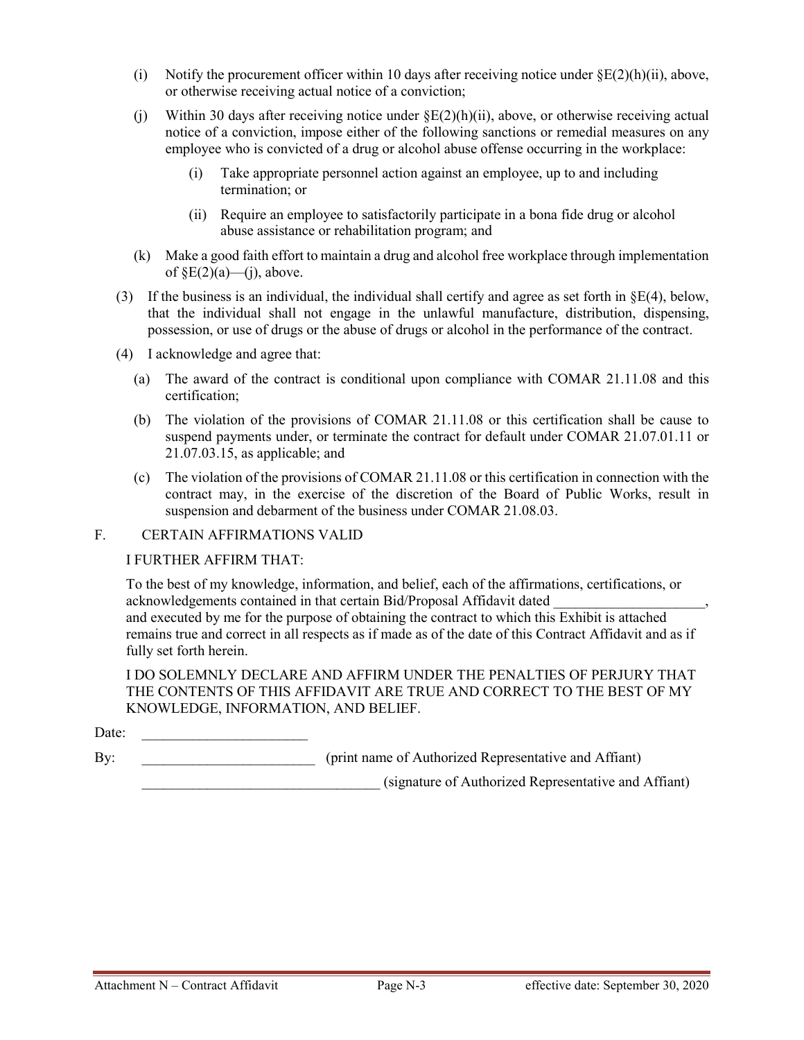(i) Notify the procurement officer within 10 days after receiving notice under §E(2)(h)(ii), above, or otherwise receiving actual notice of a conviction;

(j) Within 30 days after receiving notice under §E(2)(h)(ii), above, or otherwise receiving actual notice of a conviction, impose either of the following sanctions or remedial measures on any employee who is convicted of a drug or alcohol abuse offense occurring in the workplace:

  (i) Take appropriate personnel action against an employee, up to and including termination; or

  (ii) Require an employee to satisfactorily participate in a bona fide drug or alcohol abuse assistance or rehabilitation program; and

(k) Make a good faith effort to maintain a drug and alcohol free workplace through implementation of §E(2)(a)—(j), above.

(3) If the business is an individual, the individual shall certify and agree as set forth in §E(4), below, that the individual shall not engage in the unlawful manufacture, distribution, dispensing, possession, or use of drugs or the abuse of drugs or alcohol in the performance of the contract.

(4) I acknowledge and agree that:

  (a) The award of the contract is conditional upon compliance with COMAR 21.11.08 and this certification;

  (b) The violation of the provisions of COMAR 21.11.08 or this certification shall be cause to suspend payments under, or terminate the contract for default under COMAR 21.07.01.11 or 21.07.03.15, as applicable; and

  (c) The violation of the provisions of COMAR 21.11.08 or this certification in connection with the contract may, in the exercise of the discretion of the Board of Public Works, result in suspension and debarment of the business under COMAR 21.08.03.

## F. CERTAIN AFFIRMATIONS VALID

I FURTHER AFFIRM THAT:

To the best of my knowledge, information, and belief, each of the affirmations, certifications, or acknowledgements contained in that certain Bid/Proposal Affidavit dated _____________________, and executed by me for the purpose of obtaining the contract to which this Exhibit is attached remains true and correct in all respects as if made as of the date of this Contract Affidavit and as if fully set forth herein.

I DO SOLEMNLY DECLARE AND AFFIRM UNDER THE PENALTIES OF PERJURY THAT THE CONTENTS OF THIS AFFIDAVIT ARE TRUE AND CORRECT TO THE BEST OF MY KNOWLEDGE, INFORMATION, AND BELIEF.

Date: _______________________

By: ________________________ (print name of Authorized Representative and Affiant)

_________________________________ (signature of Authorized Representative and Affiant)